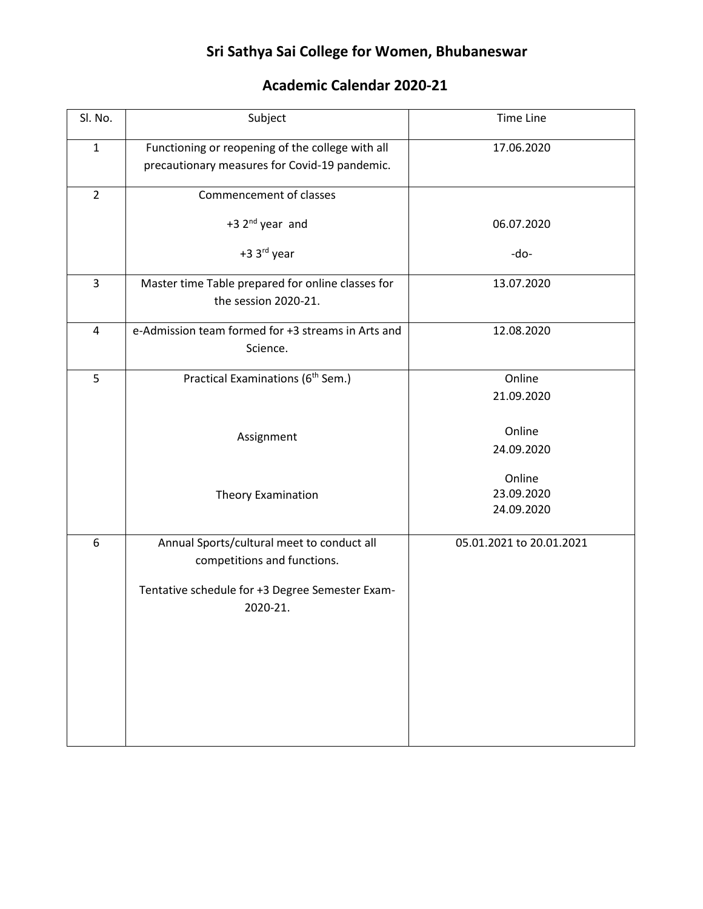# Sri Sathya Sai College for Women, Bhubaneswar

## Academic Calendar 2020-21

| Sl. No. | Subject | Time Line |
|---|---|---|
| 1 | Functioning or reopening of the college with all precautionary measures for Covid-19 pandemic. | 17.06.2020 |
| 2 | Commencement of classes<br>+3 2nd year and<br>+3 3rd year | <br>06.07.2020<br>-do- |
| 3 | Master time Table prepared for online classes for the session 2020-21. | 13.07.2020 |
| 4 | e-Admission team formed for +3 streams in Arts and Science. | 12.08.2020 |
| 5 | Practical Examinations (6th Sem.)<br>Assignment<br>Theory Examination | Online 21.09.2020<br>Online 24.09.2020<br>Online 23.09.2020 24.09.2020 |
| 6 | Annual Sports/cultural meet to conduct all competitions and functions.<br>Tentative schedule for +3 Degree Semester Exam-2020-21. | 05.01.2021 to 20.01.2021 |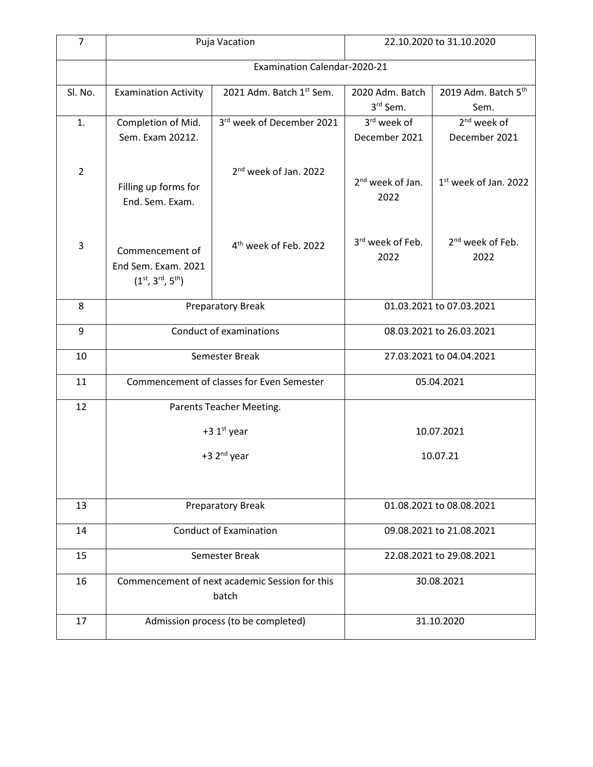| 7 | Puja Vacation | | 22.10.2020 to 31.10.2020 | |
|---|---|---|---|---|
| | Examination Calendar-2020-21 | | | |
| Sl. No. | Examination Activity | 2021 Adm. Batch 1st Sem. | 2020 Adm. Batch 3rd Sem. | 2019 Adm. Batch 5th Sem. |
| 1. | Completion of Mid. Sem. Exam 20212. | 3rd week of December 2021 | 3rd week of December 2021 | 2nd week of December 2021 |
| 2 | Filling up forms for End. Sem. Exam. | 2nd week of Jan. 2022 | 2nd week of Jan. 2022 | 1st week of Jan. 2022 |
| 3 | Commencement of End Sem. Exam. 2021 (1st, 3rd, 5th) | 4th week of Feb. 2022 | 3rd week of Feb. 2022 | 2nd week of Feb. 2022 |
| 8 | Preparatory Break | | 01.03.2021 to 07.03.2021 | |
| 9 | Conduct of examinations | | 08.03.2021 to 26.03.2021 | |
| 10 | Semester Break | | 27.03.2021 to 04.04.2021 | |
| 11 | Commencement of classes for Even Semester | | 05.04.2021 | |
| 12 | Parents Teacher Meeting.<br>+3 1st year<br>+3 2nd year | | <br>10.07.2021<br>10.07.21 | |
| 13 | Preparatory Break | | 01.08.2021 to 08.08.2021 | |
| 14 | Conduct of Examination | | 09.08.2021 to 21.08.2021 | |
| 15 | Semester Break | | 22.08.2021 to 29.08.2021 | |
| 16 | Commencement of next academic Session for this batch | | 30.08.2021 | |
| 17 | Admission process (to be completed) | | 31.10.2020 | |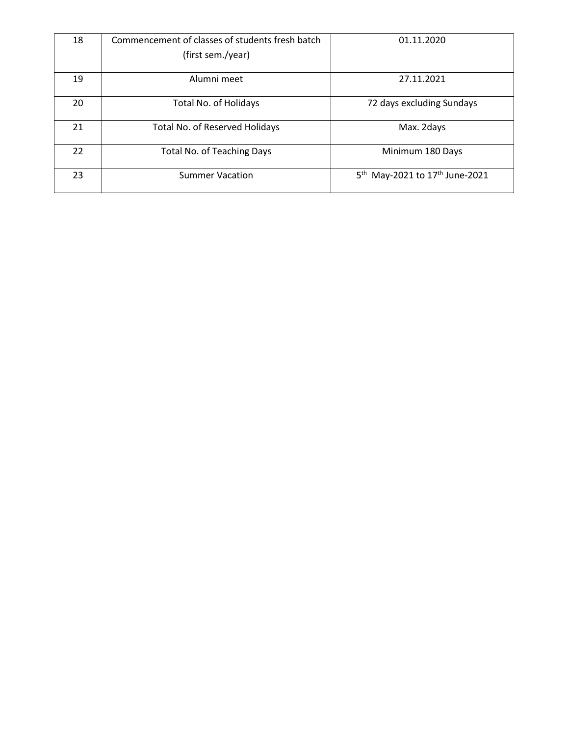| | | |
|---|---|---|
| 18 | Commencement of classes of students fresh batch (first sem./year) | 01.11.2020 |
| 19 | Alumni meet | 27.11.2021 |
| 20 | Total No. of Holidays | 72 days excluding Sundays |
| 21 | Total No. of Reserved Holidays | Max. 2days |
| 22 | Total No. of Teaching Days | Minimum 180 Days |
| 23 | Summer Vacation | 5th May-2021 to 17th June-2021 |